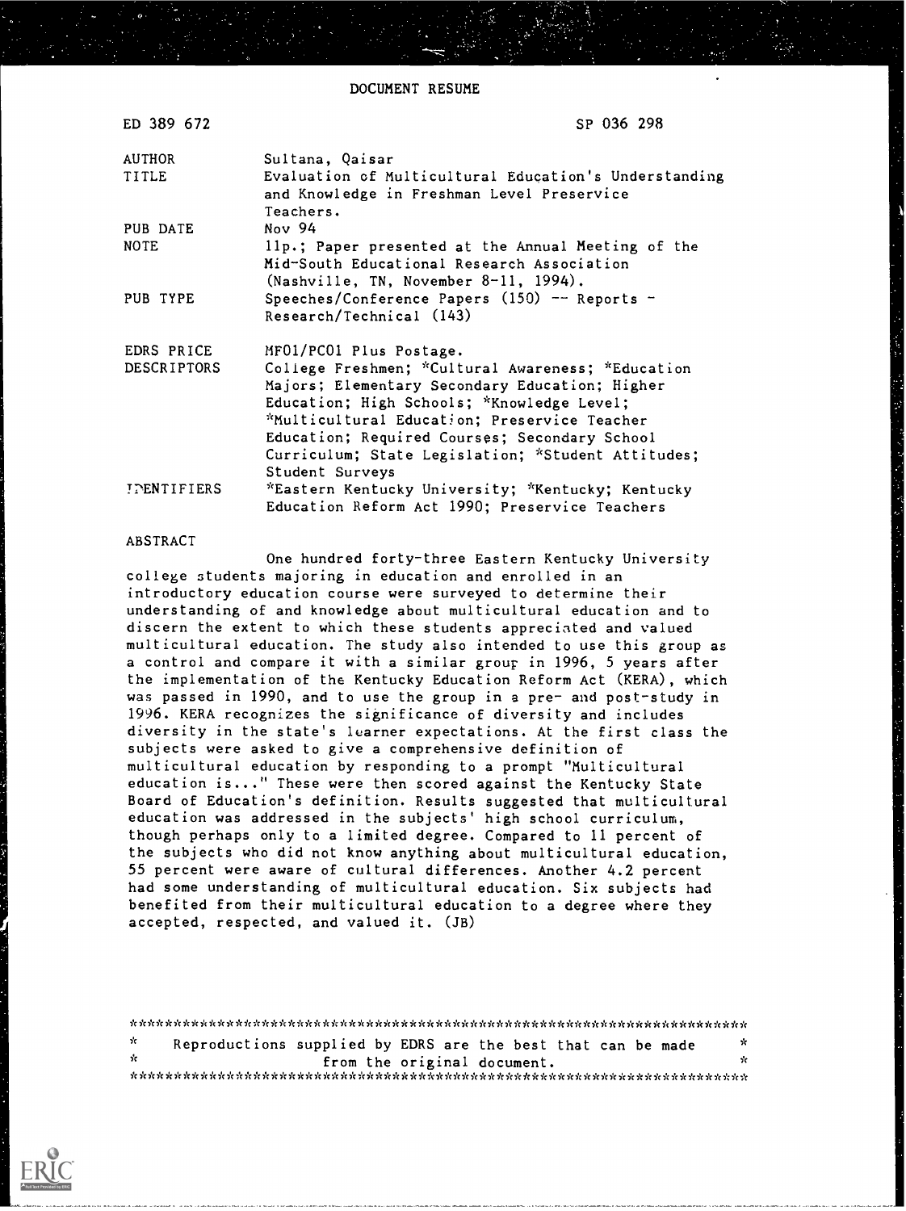DOCUMENT RESUME

| | |
|---|---|
| ED 389 672 | SP 036 298 |
| AUTHOR | Sultana, Qaisar |
| TITLE | Evaluation of Multicultural Education's Understanding and Knowledge in Freshman Level Preservice Teachers. |
| PUB DATE | Nov 94 |
| NOTE | 11p.; Paper presented at the Annual Meeting of the Mid-South Educational Research Association (Nashville, TN, November 8-11, 1994). |
| PUB TYPE | Speeches/Conference Papers (150) -- Reports - Research/Technical (143) |
| EDRS PRICE | MF01/PC01 Plus Postage. |
| DESCRIPTORS | College Freshmen; *Cultural Awareness; *Education Majors; Elementary Secondary Education; Higher Education; High Schools; *Knowledge Level; *Multicultural Education; Preservice Teacher Education; Required Courses; Secondary School Curriculum; State Legislation; *Student Attitudes; Student Surveys |
| IDENTIFIERS | *Eastern Kentucky University; *Kentucky; Kentucky Education Reform Act 1990; Preservice Teachers |

ABSTRACT

One hundred forty-three Eastern Kentucky University college students majoring in education and enrolled in an introductory education course were surveyed to determine their understanding of and knowledge about multicultural education and to discern the extent to which these students appreciated and valued multicultural education. The study also intended to use this group as a control and compare it with a similar group in 1996, 5 years after the implementation of the Kentucky Education Reform Act (KERA), which was passed in 1990, and to use the group in a pre- and post-study in 1996. KERA recognizes the significance of diversity and includes diversity in the state's learner expectations. At the first class the subjects were asked to give a comprehensive definition of multicultural education by responding to a prompt "Multicultural education is..." These were then scored against the Kentucky State Board of Education's definition. Results suggested that multicultural education was addressed in the subjects' high school curriculum, though perhaps only to a limited degree. Compared to 11 percent of the subjects who did not know anything about multicultural education, 55 percent were aware of cultural differences. Another 4.2 percent had some understanding of multicultural education. Six subjects had benefited from their multicultural education to a degree where they accepted, respected, and valued it. (JB)

***********************************************************************
* Reproductions supplied by EDRS are the best that can be made *
* from the original document. *
***********************************************************************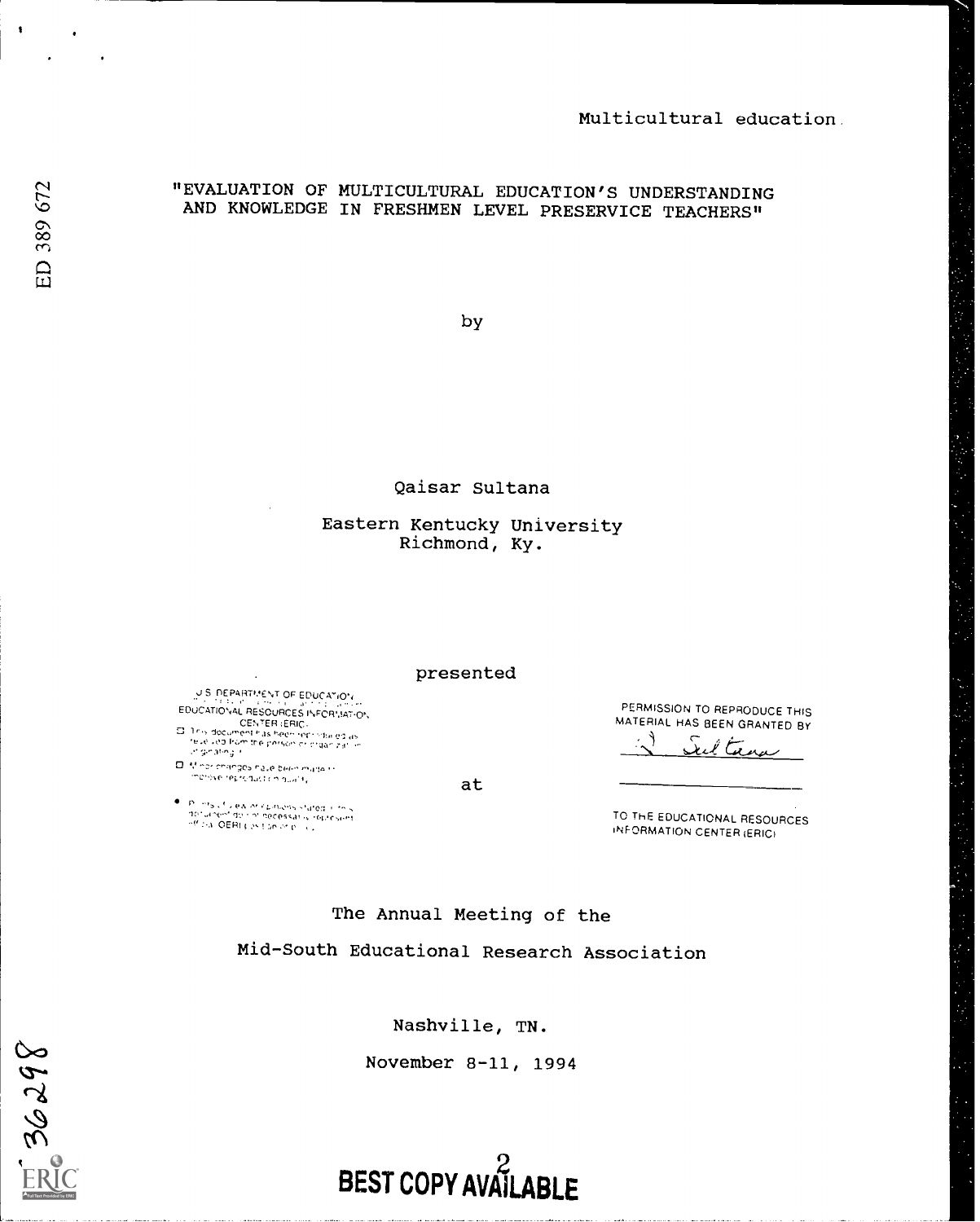Multicultural education.

"EVALUATION OF MULTICULTURAL EDUCATION'S UNDERSTANDING AND KNOWLEDGE IN FRESHMEN LEVEL PRESERVICE TEACHERS"

by

Qaisar Sultana

Eastern Kentucky University
Richmond, Ky.

presented

at

The Annual Meeting of the

Mid-South Educational Research Association

Nashville, TN.

November 8-11, 1994

U.S. DEPARTMENT OF EDUCATION
EDUCATIONAL RESOURCES INFORMATION CENTER (ERIC)

- This document has been reproduced as received from the person or organization originating it.
- Minor changes have been made to improve reproduction quality.
- Points of view or opinions stated in this document do not necessarily represent official OERI position or policy.

PERMISSION TO REPRODUCE THIS MATERIAL HAS BEEN GRANTED BY

Q. Sultana

TO THE EDUCATIONAL RESOURCES INFORMATION CENTER (ERIC)

ED 389 672

BEST COPY AVAILABLE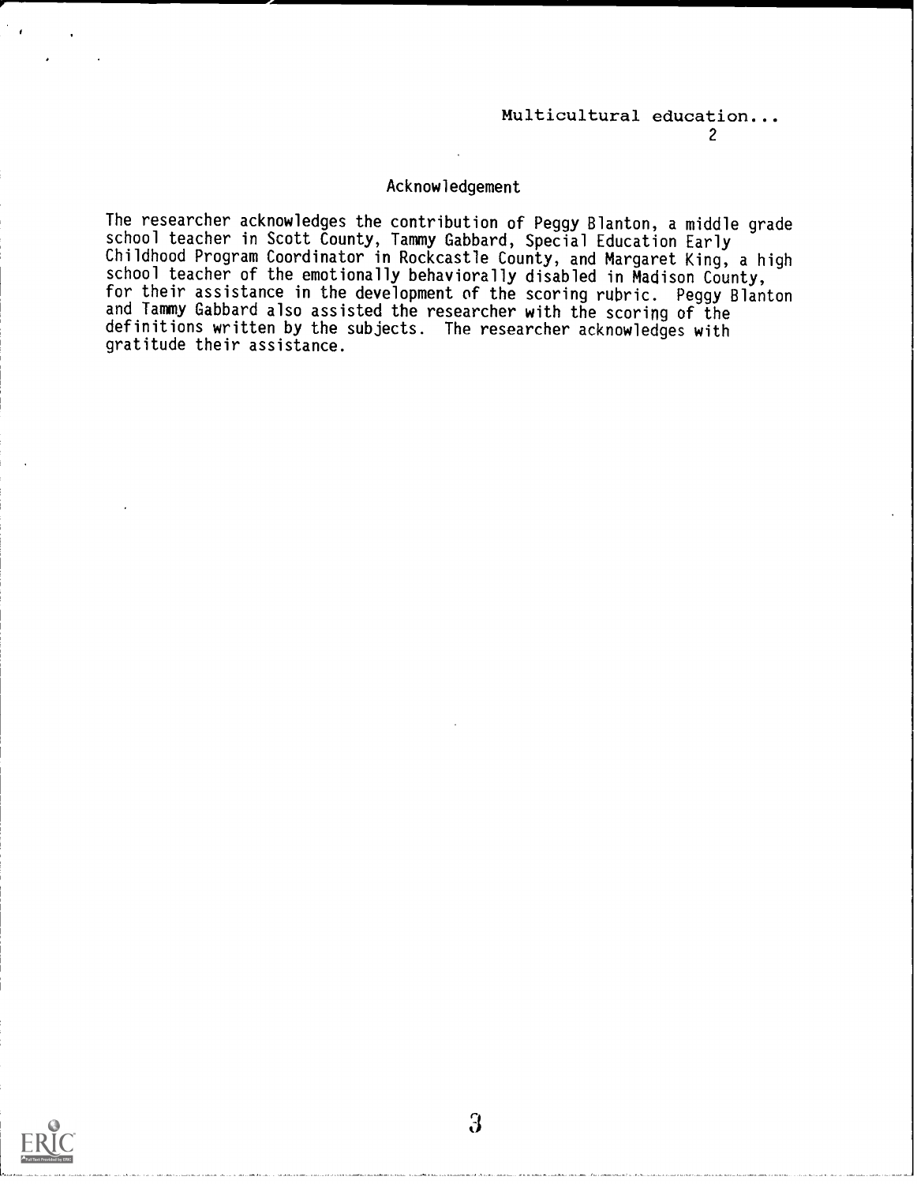## Acknowledgement

The researcher acknowledges the contribution of Peggy Blanton, a middle grade school teacher in Scott County, Tammy Gabbard, Special Education Early Childhood Program Coordinator in Rockcastle County, and Margaret King, a high school teacher of the emotionally behaviorally disabled in Madison County, for their assistance in the development of the scoring rubric. Peggy Blanton and Tammy Gabbard also assisted the researcher with the scoring of the definitions written by the subjects. The researcher acknowledges with gratitude their assistance.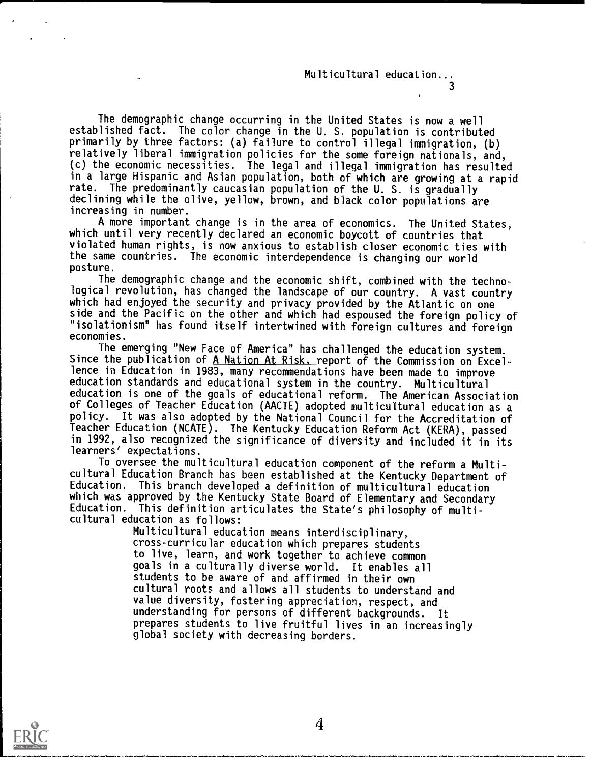The demographic change occurring in the United States is now a well established fact. The color change in the U. S. population is contributed primarily by three factors: (a) failure to control illegal immigration, (b) relatively liberal immigration policies for the some foreign nationals, and, (c) the economic necessities. The legal and illegal immigration has resulted in a large Hispanic and Asian population, both of which are growing at a rapid rate. The predominantly caucasian population of the U. S. is gradually declining while the olive, yellow, brown, and black color populations are increasing in number.

A more important change is in the area of economics. The United States, which until very recently declared an economic boycott of countries that violated human rights, is now anxious to establish closer economic ties with the same countries. The economic interdependence is changing our world posture.

The demographic change and the economic shift, combined with the technological revolution, has changed the landscape of our country. A vast country which had enjoyed the security and privacy provided by the Atlantic on one side and the Pacific on the other and which had espoused the foreign policy of "isolationism" has found itself intertwined with foreign cultures and foreign economies.

The emerging "New Face of America" has challenged the education system. Since the publication of A Nation At Risk, report of the Commission on Excellence in Education in 1983, many recommendations have been made to improve education standards and educational system in the country. Multicultural education is one of the goals of educational reform. The American Association of Colleges of Teacher Education (AACTE) adopted multicultural education as a policy. It was also adopted by the National Council for the Accreditation of Teacher Education (NCATE). The Kentucky Education Reform Act (KERA), passed in 1992, also recognized the significance of diversity and included it in its learners' expectations.

To oversee the multicultural education component of the reform a Multicultural Education Branch has been established at the Kentucky Department of Education. This branch developed a definition of multicultural education which was approved by the Kentucky State Board of Elementary and Secondary Education. This definition articulates the State's philosophy of multicultural education as follows:

> Multicultural education means interdisciplinary, cross-curricular education which prepares students to live, learn, and work together to achieve common goals in a culturally diverse world. It enables all students to be aware of and affirmed in their own cultural roots and allows all students to understand and value diversity, fostering appreciation, respect, and understanding for persons of different backgrounds. It prepares students to live fruitful lives in an increasingly global society with decreasing borders.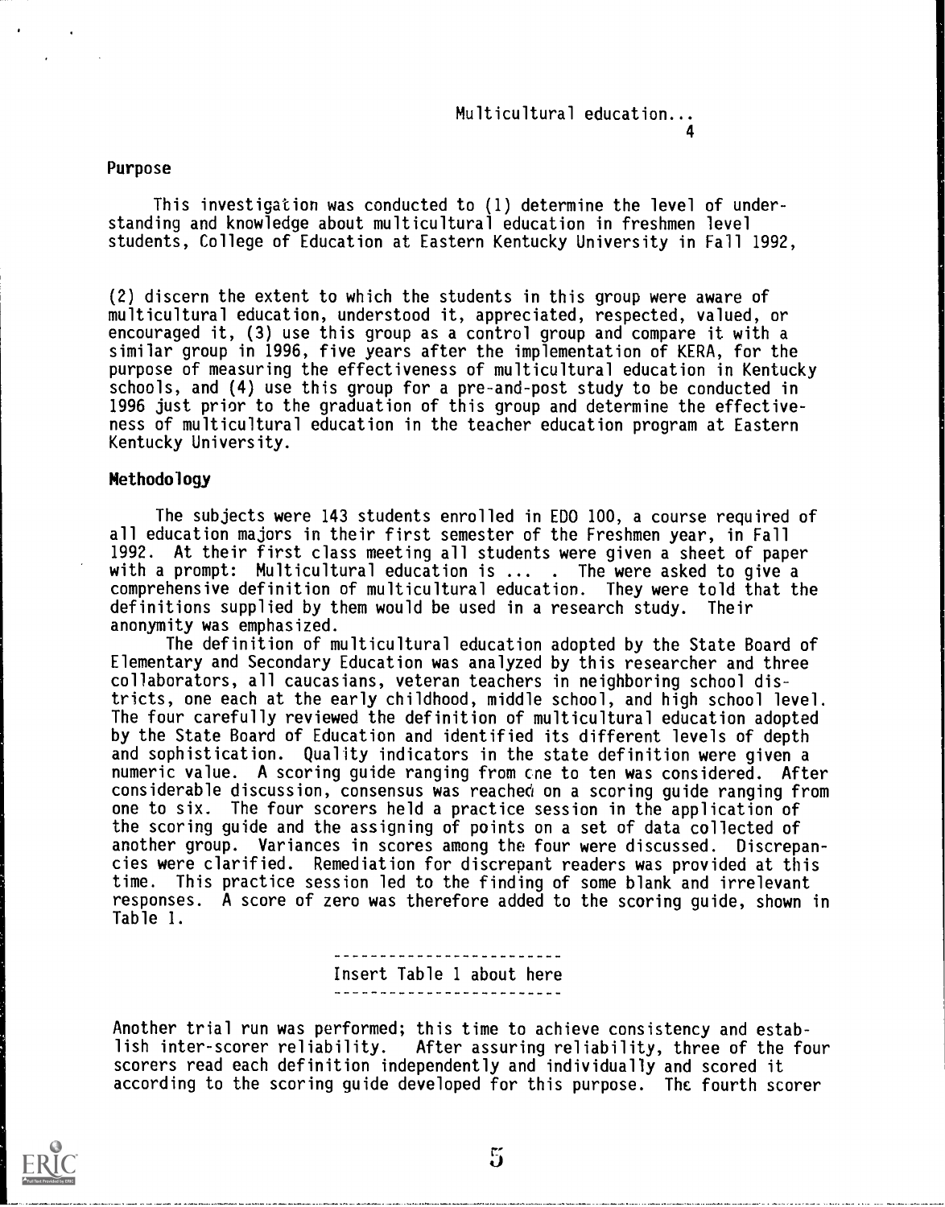## Purpose

This investigation was conducted to (1) determine the level of understanding and knowledge about multicultural education in freshmen level students, College of Education at Eastern Kentucky University in Fall 1992, (2) discern the extent to which the students in this group were aware of multicultural education, understood it, appreciated, respected, valued, or encouraged it, (3) use this group as a control group and compare it with a similar group in 1996, five years after the implementation of KERA, for the purpose of measuring the effectiveness of multicultural education in Kentucky schools, and (4) use this group for a pre-and-post study to be conducted in 1996 just prior to the graduation of this group and determine the effectiveness of multicultural education in the teacher education program at Eastern Kentucky University.

## Methodology

The subjects were 143 students enrolled in EDO 100, a course required of all education majors in their first semester of the Freshmen year, in Fall 1992. At their first class meeting all students were given a sheet of paper with a prompt: Multicultural education is ... . The were asked to give a comprehensive definition of multicultural education. They were told that the definitions supplied by them would be used in a research study. Their anonymity was emphasized.

The definition of multicultural education adopted by the State Board of Elementary and Secondary Education was analyzed by this researcher and three collaborators, all caucasians, veteran teachers in neighboring school districts, one each at the early childhood, middle school, and high school level. The four carefully reviewed the definition of multicultural education adopted by the State Board of Education and identified its different levels of depth and sophistication. Quality indicators in the state definition were given a numeric value. A scoring guide ranging from one to ten was considered. After considerable discussion, consensus was reached on a scoring guide ranging from one to six. The four scorers held a practice session in the application of the scoring guide and the assigning of points on a set of data collected of another group. Variances in scores among the four were discussed. Discrepancies were clarified. Remediation for discrepant readers was provided at this time. This practice session led to the finding of some blank and irrelevant responses. A score of zero was therefore added to the scoring guide, shown in Table 1.

---

Insert Table 1 about here

---

Another trial run was performed; this time to achieve consistency and establish inter-scorer reliability. After assuring reliability, three of the four scorers read each definition independently and individually and scored it according to the scoring guide developed for this purpose. The fourth scorer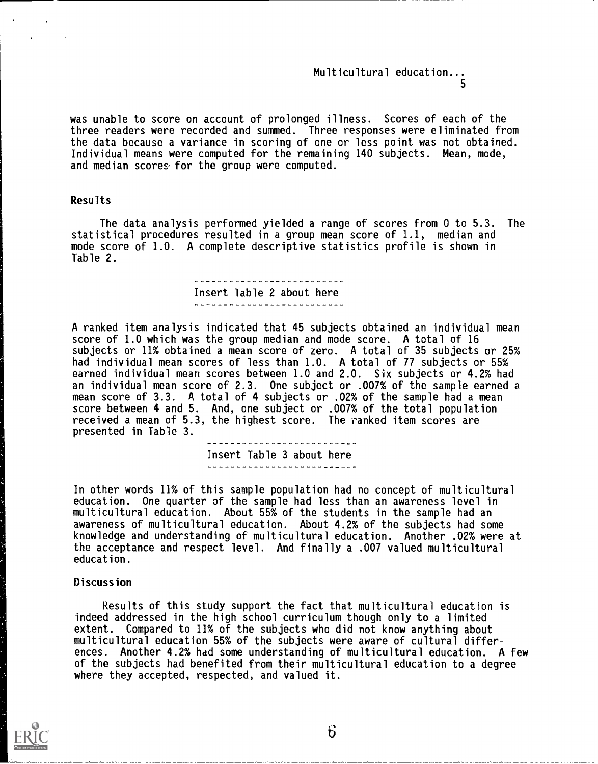was unable to score on account of prolonged illness. Scores of each of the three readers were recorded and summed. Three responses were eliminated from the data because a variance in scoring of one or less point was not obtained. Individual means were computed for the remaining 140 subjects. Mean, mode, and median scores for the group were computed.

## Results

The data analysis performed yielded a range of scores from 0 to 5.3. The statistical procedures resulted in a group mean score of 1.1, median and mode score of 1.0. A complete descriptive statistics profile is shown in Table 2.

---

Insert Table 2 about here

---

A ranked item analysis indicated that 45 subjects obtained an individual mean score of 1.0 which was the group median and mode score. A total of 16 subjects or 11% obtained a mean score of zero. A total of 35 subjects or 25% had individual mean scores of less than 1.0. A total of 77 subjects or 55% earned individual mean scores between 1.0 and 2.0. Six subjects or 4.2% had an individual mean score of 2.3. One subject or .007% of the sample earned a mean score of 3.3. A total of 4 subjects or .02% of the sample had a mean score between 4 and 5. And, one subject or .007% of the total population received a mean of 5.3, the highest score. The ranked item scores are presented in Table 3.

---

Insert Table 3 about here

---

In other words 11% of this sample population had no concept of multicultural education. One quarter of the sample had less than an awareness level in multicultural education. About 55% of the students in the sample had an awareness of multicultural education. About 4.2% of the subjects had some knowledge and understanding of multicultural education. Another .02% were at the acceptance and respect level. And finally a .007 valued multicultural education.

## Discussion

Results of this study support the fact that multicultural education is indeed addressed in the high school curriculum though only to a limited extent. Compared to 11% of the subjects who did not know anything about multicultural education 55% of the subjects were aware of cultural differences. Another 4.2% had some understanding of multicultural education. A few of the subjects had benefited from their multicultural education to a degree where they accepted, respected, and valued it.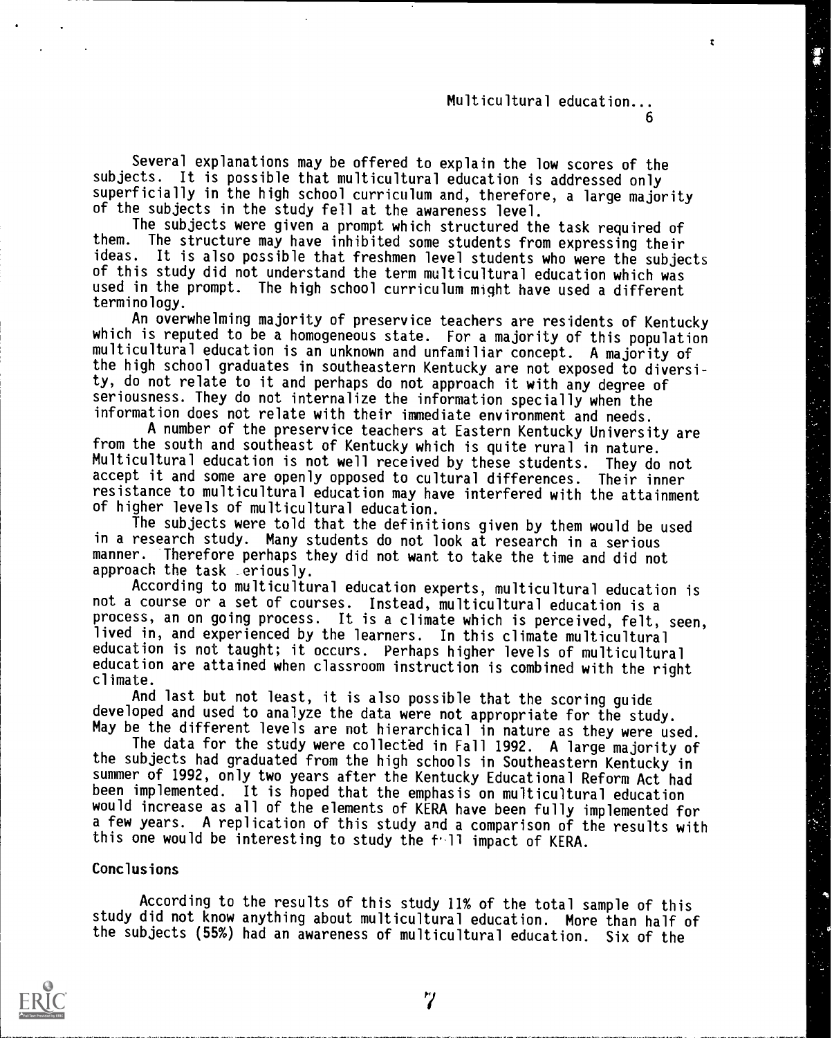Several explanations may be offered to explain the low scores of the subjects. It is possible that multicultural education is addressed only superficially in the high school curriculum and, therefore, a large majority of the subjects in the study fell at the awareness level.

The subjects were given a prompt which structured the task required of them. The structure may have inhibited some students from expressing their ideas. It is also possible that freshmen level students who were the subjects of this study did not understand the term multicultural education which was used in the prompt. The high school curriculum might have used a different terminology.

An overwhelming majority of preservice teachers are residents of Kentucky which is reputed to be a homogeneous state. For a majority of this population multicultural education is an unknown and unfamiliar concept. A majority of the high school graduates in southeastern Kentucky are not exposed to diversity, do not relate to it and perhaps do not approach it with any degree of seriousness. They do not internalize the information specially when the information does not relate with their immediate environment and needs.

A number of the preservice teachers at Eastern Kentucky University are from the south and southeast of Kentucky which is quite rural in nature. Multicultural education is not well received by these students. They do not accept it and some are openly opposed to cultural differences. Their inner resistance to multicultural education may have interfered with the attainment of higher levels of multicultural education.

The subjects were told that the definitions given by them would be used in a research study. Many students do not look at research in a serious manner. Therefore perhaps they did not want to take the time and did not approach the task seriously.

According to multicultural education experts, multicultural education is not a course or a set of courses. Instead, multicultural education is a process, an on going process. It is a climate which is perceived, felt, seen, lived in, and experienced by the learners. In this climate multicultural education is not taught; it occurs. Perhaps higher levels of multicultural education are attained when classroom instruction is combined with the right climate.

And last but not least, it is also possible that the scoring guide developed and used to analyze the data were not appropriate for the study. May be the different levels are not hierarchical in nature as they were used.

The data for the study were collected in Fall 1992. A large majority of the subjects had graduated from the high schools in Southeastern Kentucky in summer of 1992, only two years after the Kentucky Educational Reform Act had been implemented. It is hoped that the emphasis on multicultural education would increase as all of the elements of KERA have been fully implemented for a few years. A replication of this study and a comparison of the results with this one would be interesting to study the full impact of KERA.

## Conclusions

According to the results of this study 11% of the total sample of this study did not know anything about multicultural education. More than half of the subjects (55%) had an awareness of multicultural education. Six of the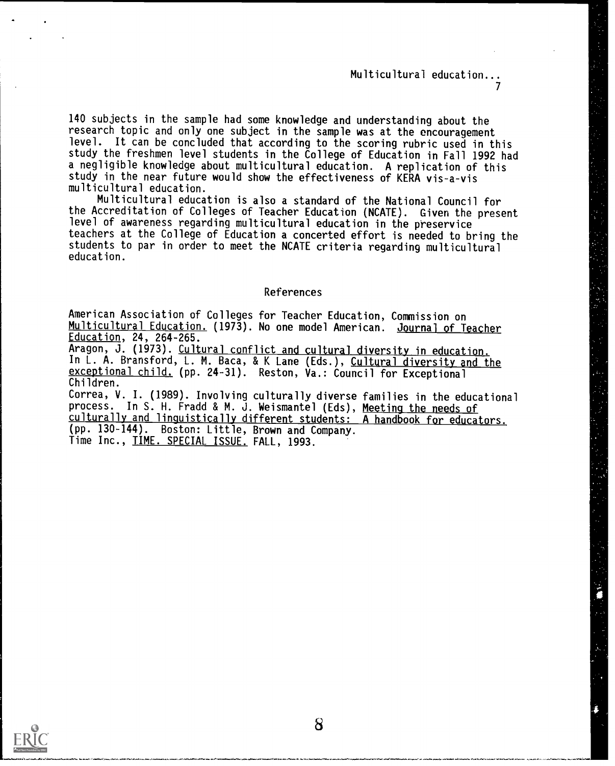140 subjects in the sample had some knowledge and understanding about the research topic and only one subject in the sample was at the encouragement level. It can be concluded that according to the scoring rubric used in this study the freshmen level students in the College of Education in Fall 1992 had a negligible knowledge about multicultural education. A replication of this study in the near future would show the effectiveness of KERA vis-a-vis multicultural education.

Multicultural education is also a standard of the National Council for the Accreditation of Colleges of Teacher Education (NCATE). Given the present level of awareness regarding multicultural education in the preservice teachers at the College of Education a concerted effort is needed to bring the students to par in order to meet the NCATE criteria regarding multicultural education.

## References

American Association of Colleges for Teacher Education, Commission on Multicultural Education. (1973). No one model American. Journal of Teacher Education, 24, 264-265.

Aragon, J. (1973). Cultural conflict and cultural diversity in education. In L. A. Bransford, L. M. Baca, & K Lane (Eds.), Cultural diversity and the exceptional child. (pp. 24-31). Reston, Va.: Council for Exceptional Children.

Correa, V. I. (1989). Involving culturally diverse families in the educational process. In S. H. Fradd & M. J. Weismantel (Eds), Meeting the needs of culturally and linguistically different students: A handbook for educators. (pp. 130-144). Boston: Little, Brown and Company.

Time Inc., TIME. SPECIAL ISSUE. FALL, 1993.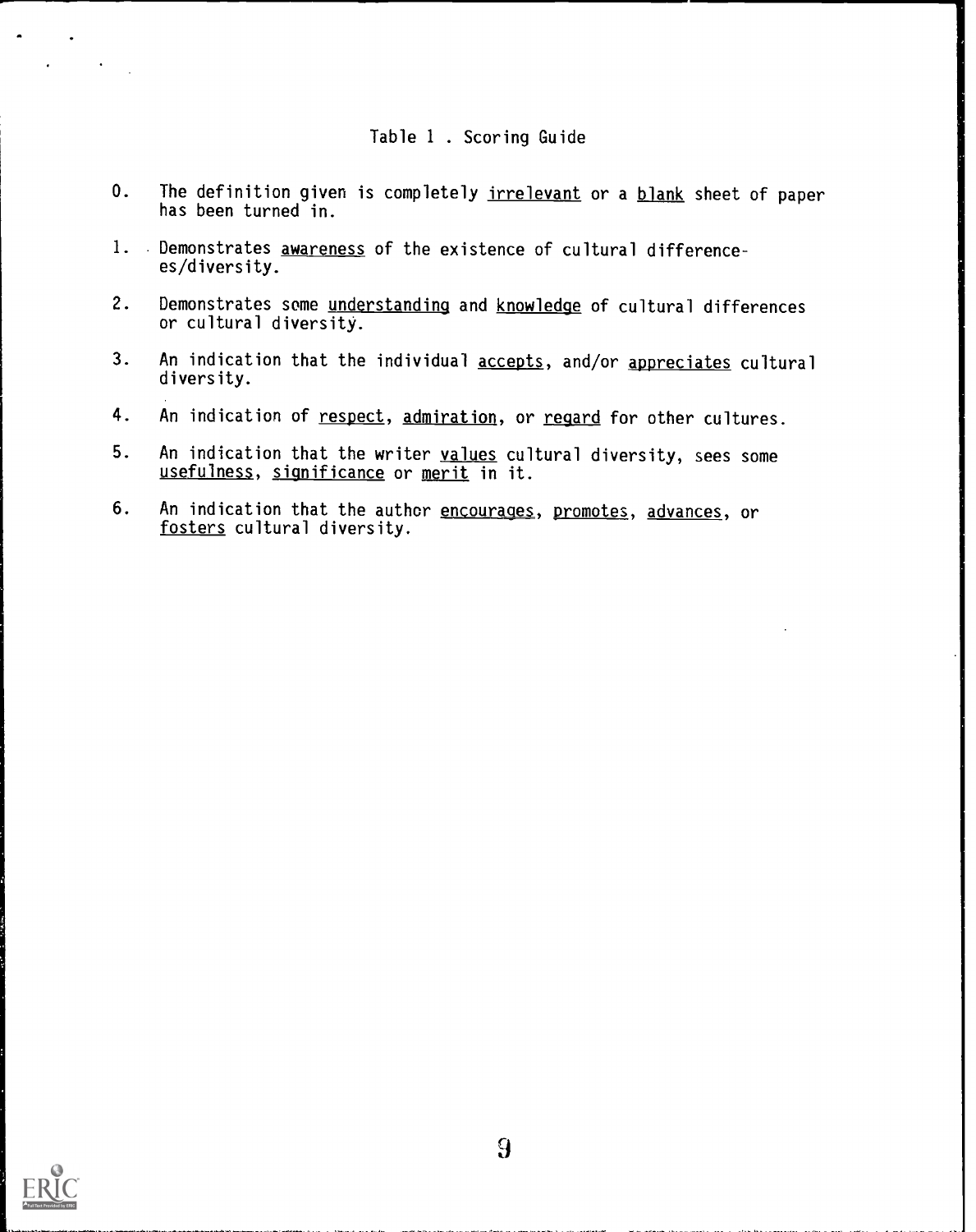Table 1 . Scoring Guide

0. The definition given is completely <u>irrelevant</u> or a <u>blank</u> sheet of paper has been turned in.

1. Demonstrates <u>awareness</u> of the existence of cultural differences/diversity.

2. Demonstrates some <u>understanding</u> and <u>knowledge</u> of cultural differences or cultural diversity.

3. An indication that the individual <u>accepts</u>, and/or <u>appreciates</u> cultural diversity.

4. An indication of <u>respect</u>, <u>admiration</u>, or <u>regard</u> for other cultures.

5. An indication that the writer <u>values</u> cultural diversity, sees some <u>usefulness</u>, <u>significance</u> or <u>merit</u> in it.

6. An indication that the author <u>encourages</u>, <u>promotes</u>, <u>advances</u>, or <u>fosters</u> cultural diversity.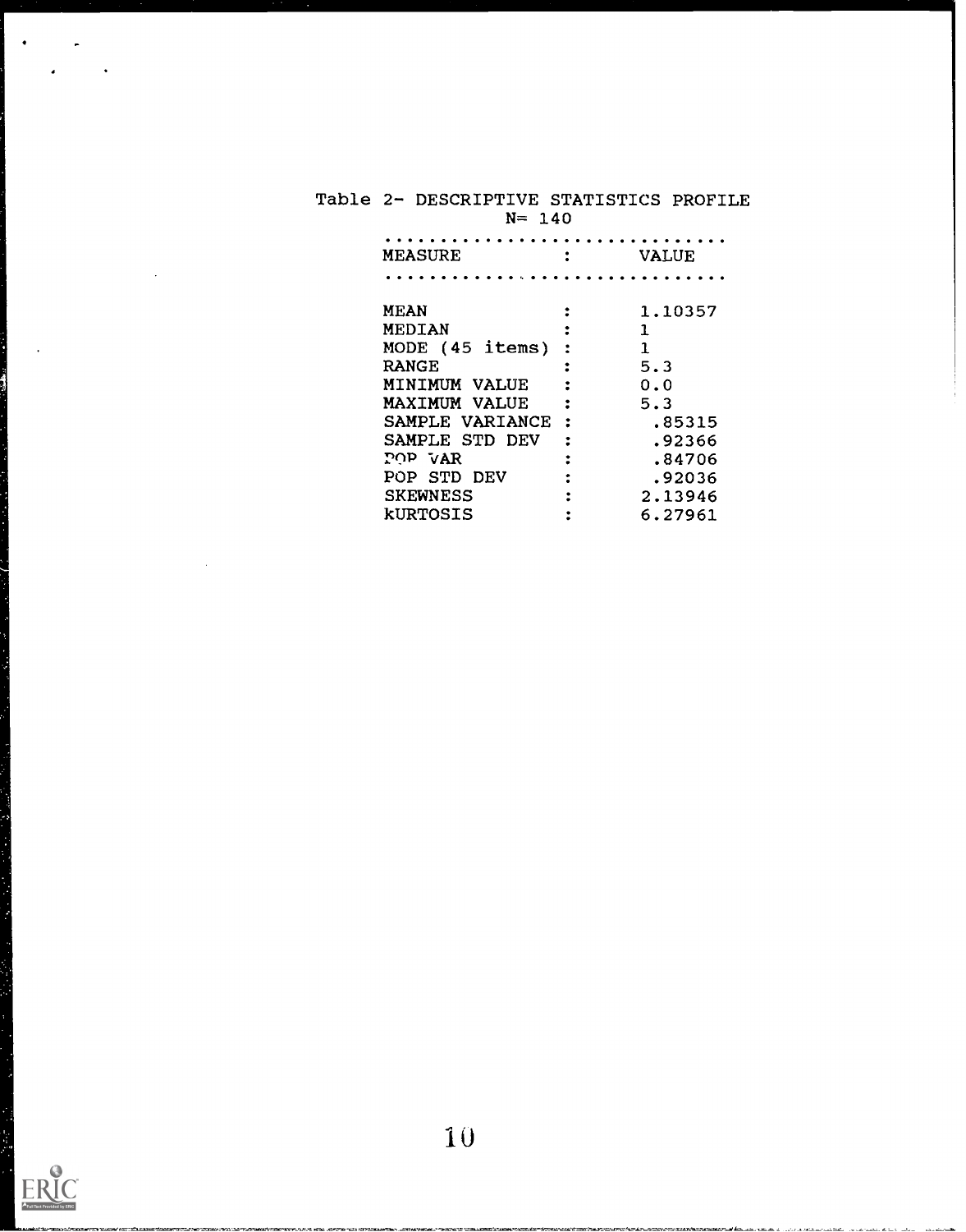Table 2- DESCRIPTIVE STATISTICS PROFILE
N= 140

| MEASURE | VALUE |
|---|---|
| MEAN | 1.10357 |
| MEDIAN | 1 |
| MODE (45 items) | 1 |
| RANGE | 5.3 |
| MINIMUM VALUE | 0.0 |
| MAXIMUM VALUE | 5.3 |
| SAMPLE VARIANCE | .85315 |
| SAMPLE STD DEV | .92366 |
| POP VAR | .84706 |
| POP STD DEV | .92036 |
| SKEWNESS | 2.13946 |
| kURTOSIS | 6.27961 |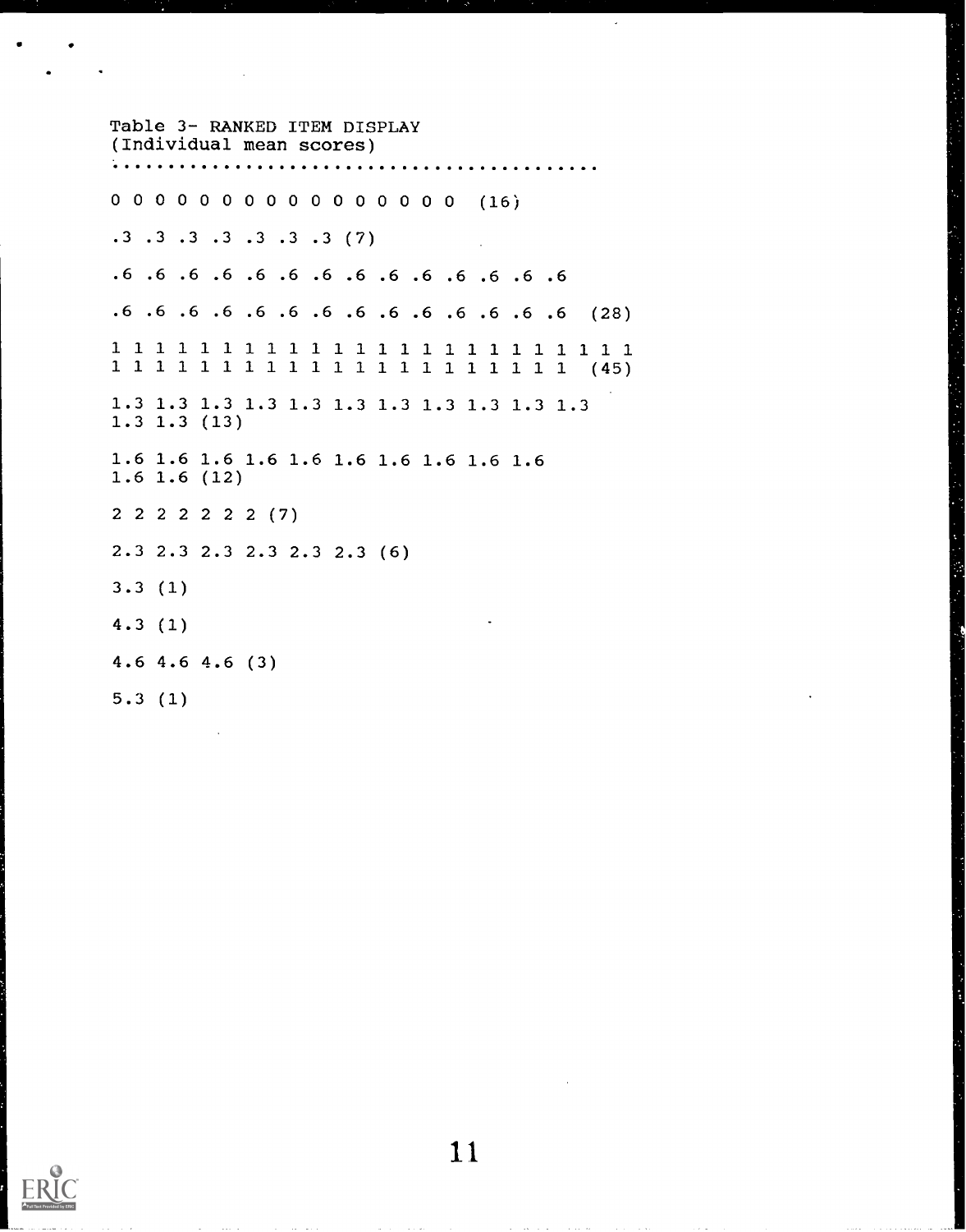Table 3- RANKED ITEM DISPLAY
(Individual mean scores)

0 0 0 0 0 0 0 0 0 0 0 0 0 0 0 0 (16)

.3 .3 .3 .3 .3 .3 .3 (7)

.6 .6 .6 .6 .6 .6 .6 .6 .6 .6 .6 .6 .6 .6

.6 .6 .6 .6 .6 .6 .6 .6 .6 .6 .6 .6 .6 .6 (28)

1 1 1 1 1 1 1 1 1 1 1 1 1 1 1 1 1 1 1 1 1 1 1
1 1 1 1 1 1 1 1 1 1 1 1 1 1 1 1 1 1 1 1 1 1 (45)

1.3 1.3 1.3 1.3 1.3 1.3 1.3 1.3 1.3 1.3 1.3
1.3 1.3 (13)

1.6 1.6 1.6 1.6 1.6 1.6 1.6 1.6 1.6 1.6
1.6 1.6 (12)

2 2 2 2 2 2 2 (7)

2.3 2.3 2.3 2.3 2.3 2.3 (6)

3.3 (1)

4.3 (1)

4.6 4.6 4.6 (3)

5.3 (1)